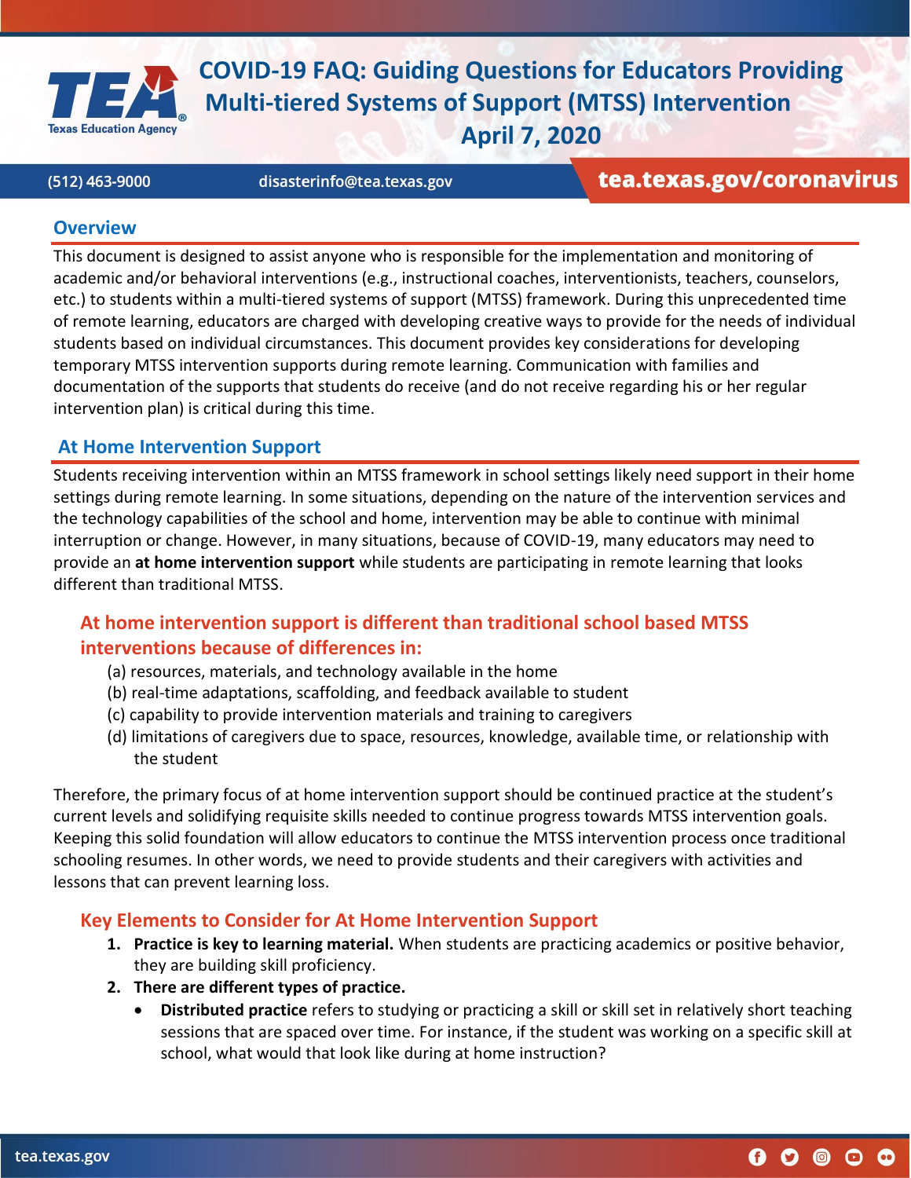# COVID-19 FAQ: Guiding Questions for Educators Providing Multi-tiered Systems of Support (MTSS) Intervention

April 7, 2020

(512) 463-9000 disasterinfo@tea.texas.gov **tea.texas.gov/coronavirus**

## Overview

This document is designed to assist anyone who is responsible for the implementation and monitoring of academic and/or behavioral interventions (e.g., instructional coaches, interventionists, teachers, counselors, etc.) to students within a multi-tiered systems of support (MTSS) framework. During this unprecedented time of remote learning, educators are charged with developing creative ways to provide for the needs of individual students based on individual circumstances. This document provides key considerations for developing temporary MTSS intervention supports during remote learning. Communication with families and documentation of the supports that students do receive (and do not receive regarding his or her regular intervention plan) is critical during this time.

## At Home Intervention Support

Students receiving intervention within an MTSS framework in school settings likely need support in their home settings during remote learning. In some situations, depending on the nature of the intervention services and the technology capabilities of the school and home, intervention may be able to continue with minimal interruption or change. However, in many situations, because of COVID-19, many educators may need to provide an **at home intervention support** while students are participating in remote learning that looks different than traditional MTSS.

### At home intervention support is different than traditional school based MTSS interventions because of differences in:

(a) resources, materials, and technology available in the home
(b) real-time adaptations, scaffolding, and feedback available to student
(c) capability to provide intervention materials and training to caregivers
(d) limitations of caregivers due to space, resources, knowledge, available time, or relationship with the student

Therefore, the primary focus of at home intervention support should be continued practice at the student's current levels and solidifying requisite skills needed to continue progress towards MTSS intervention goals. Keeping this solid foundation will allow educators to continue the MTSS intervention process once traditional schooling resumes. In other words, we need to provide students and their caregivers with activities and lessons that can prevent learning loss.

### Key Elements to Consider for At Home Intervention Support

1. **Practice is key to learning material.** When students are practicing academics or positive behavior, they are building skill proficiency.
2. **There are different types of practice.**
   - **Distributed practice** refers to studying or practicing a skill or skill set in relatively short teaching sessions that are spaced over time. For instance, if the student was working on a specific skill at school, what would that look like during at home instruction?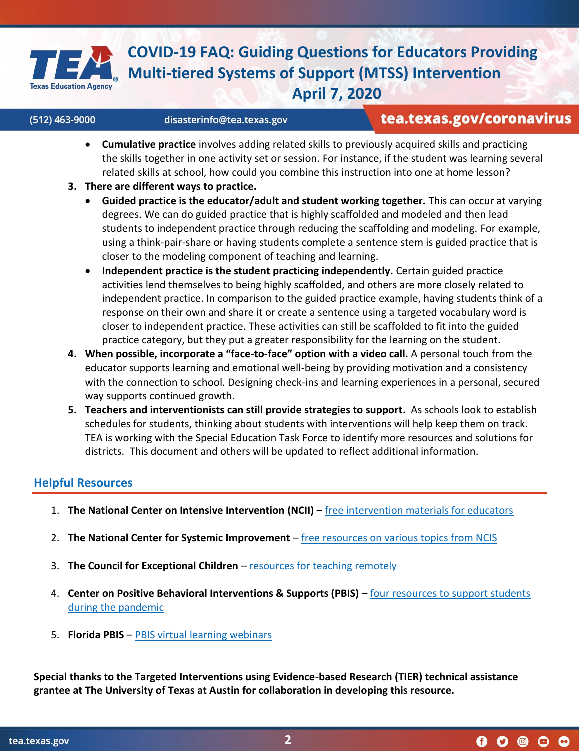- **Cumulative practice** involves adding related skills to previously acquired skills and practicing the skills together in one activity set or session. For instance, if the student was learning several related skills at school, how could you combine this instruction into one at home lesson?

3. **There are different ways to practice.**
   - **Guided practice is the educator/adult and student working together.** This can occur at varying degrees. We can do guided practice that is highly scaffolded and modeled and then lead students to independent practice through reducing the scaffolding and modeling. For example, using a think-pair-share or having students complete a sentence stem is guided practice that is closer to the modeling component of teaching and learning.
   - **Independent practice is the student practicing independently.** Certain guided practice activities lend themselves to being highly scaffolded, and others are more closely related to independent practice. In comparison to the guided practice example, having students think of a response on their own and share it or create a sentence using a targeted vocabulary word is closer to independent practice. These activities can still be scaffolded to fit into the guided practice category, but they put a greater responsibility for the learning on the student.
4. **When possible, incorporate a "face-to-face" option with a video call.** A personal touch from the educator supports learning and emotional well-being by providing motivation and a consistency with the connection to school. Designing check-ins and learning experiences in a personal, secured way supports continued growth.
5. **Teachers and interventionists can still provide strategies to support.** As schools look to establish schedules for students, thinking about students with interventions will help keep them on track. TEA is working with the Special Education Task Force to identify more resources and solutions for districts. This document and others will be updated to reflect additional information.

## Helpful Resources

1. **The National Center on Intensive Intervention (NCII)** – free intervention materials for educators
2. **The National Center for Systemic Improvement** – free resources on various topics from NCIS
3. **The Council for Exceptional Children** – resources for teaching remotely
4. **Center on Positive Behavioral Interventions & Supports (PBIS)** – four resources to support students during the pandemic
5. **Florida PBIS** – PBIS virtual learning webinars

**Special thanks to the Targeted Interventions using Evidence-based Research (TIER) technical assistance grantee at The University of Texas at Austin for collaboration in developing this resource.**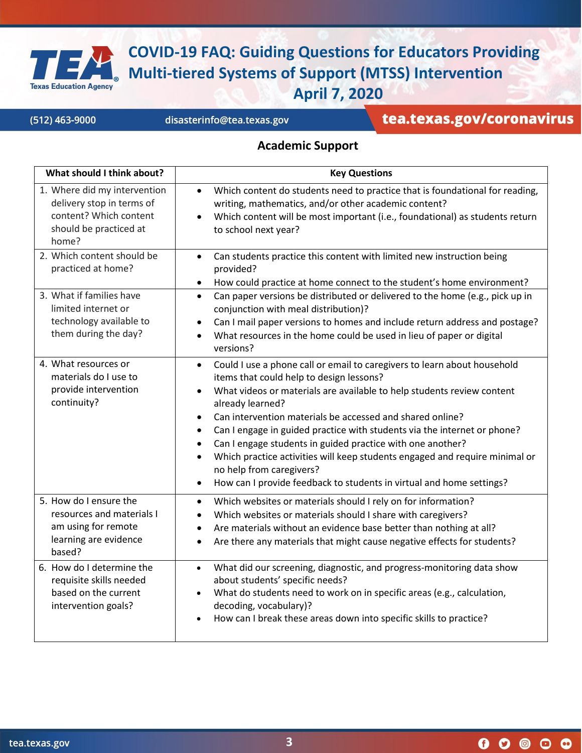# COVID-19 FAQ: Guiding Questions for Educators Providing Multi-tiered Systems of Support (MTSS) Intervention

**April 7, 2020**

(512) 463-9000 | disasterinfo@tea.texas.gov | tea.texas.gov/coronavirus

## Academic Support

| What should I think about? | Key Questions |
|---|---|
| 1. Where did my intervention delivery stop in terms of content? Which content should be practiced at home? | • Which content do students need to practice that is foundational for reading, writing, mathematics, and/or other academic content?<br>• Which content will be most important (i.e., foundational) as students return to school next year? |
| 2. Which content should be practiced at home? | • Can students practice this content with limited new instruction being provided?<br>• How could practice at home connect to the student's home environment? |
| 3. What if families have limited internet or technology available to them during the day? | • Can paper versions be distributed or delivered to the home (e.g., pick up in conjunction with meal distribution)?<br>• Can I mail paper versions to homes and include return address and postage?<br>• What resources in the home could be used in lieu of paper or digital versions? |
| 4. What resources or materials do I use to provide intervention continuity? | • Could I use a phone call or email to caregivers to learn about household items that could help to design lessons?<br>• What videos or materials are available to help students review content already learned?<br>• Can intervention materials be accessed and shared online?<br>• Can I engage in guided practice with students via the internet or phone?<br>• Can I engage students in guided practice with one another?<br>• Which practice activities will keep students engaged and require minimal or no help from caregivers?<br>• How can I provide feedback to students in virtual and home settings? |
| 5. How do I ensure the resources and materials I am using for remote learning are evidence based? | • Which websites or materials should I rely on for information?<br>• Which websites or materials should I share with caregivers?<br>• Are materials without an evidence base better than nothing at all?<br>• Are there any materials that might cause negative effects for students? |
| 6. How do I determine the requisite skills needed based on the current intervention goals? | • What did our screening, diagnostic, and progress-monitoring data show about students' specific needs?<br>• What do students need to work on in specific areas (e.g., calculation, decoding, vocabulary)?<br>• How can I break these areas down into specific skills to practice? |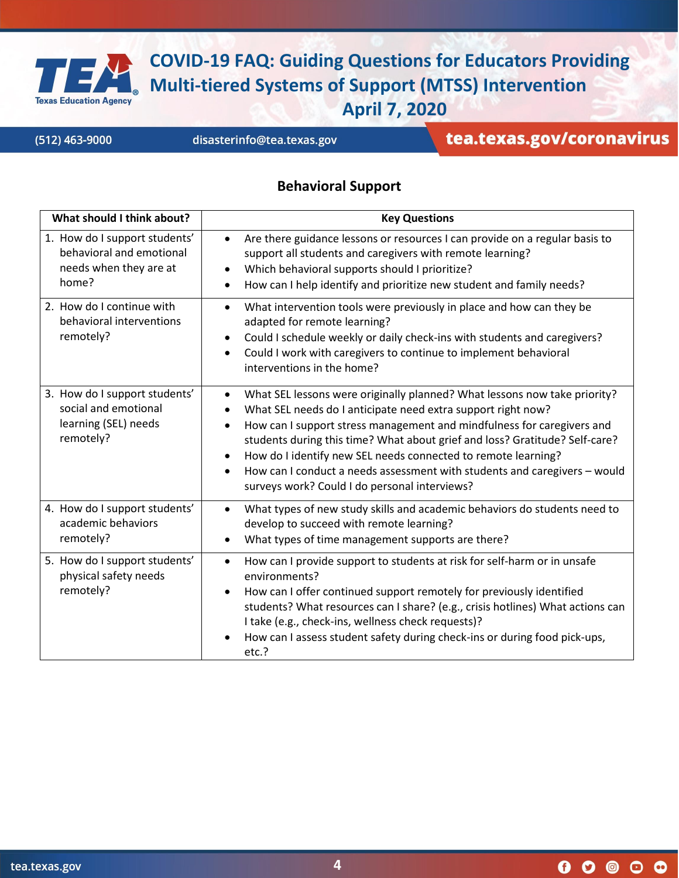## Behavioral Support

| What should I think about? | Key Questions |
|---|---|
| 1. How do I support students' behavioral and emotional needs when they are at home? | • Are there guidance lessons or resources I can provide on a regular basis to support all students and caregivers with remote learning?<br>• Which behavioral supports should I prioritize?<br>• How can I help identify and prioritize new student and family needs? |
| 2. How do I continue with behavioral interventions remotely? | • What intervention tools were previously in place and how can they be adapted for remote learning?<br>• Could I schedule weekly or daily check-ins with students and caregivers?<br>• Could I work with caregivers to continue to implement behavioral interventions in the home? |
| 3. How do I support students' social and emotional learning (SEL) needs remotely? | • What SEL lessons were originally planned? What lessons now take priority?<br>• What SEL needs do I anticipate need extra support right now?<br>• How can I support stress management and mindfulness for caregivers and students during this time? What about grief and loss? Gratitude? Self-care?<br>• How do I identify new SEL needs connected to remote learning?<br>• How can I conduct a needs assessment with students and caregivers – would surveys work? Could I do personal interviews? |
| 4. How do I support students' academic behaviors remotely? | • What types of new study skills and academic behaviors do students need to develop to succeed with remote learning?<br>• What types of time management supports are there? |
| 5. How do I support students' physical safety needs remotely? | • How can I provide support to students at risk for self-harm or in unsafe environments?<br>• How can I offer continued support remotely for previously identified students? What resources can I share? (e.g., crisis hotlines) What actions can I take (e.g., check-ins, wellness check requests)?<br>• How can I assess student safety during check-ins or during food pick-ups, etc.? |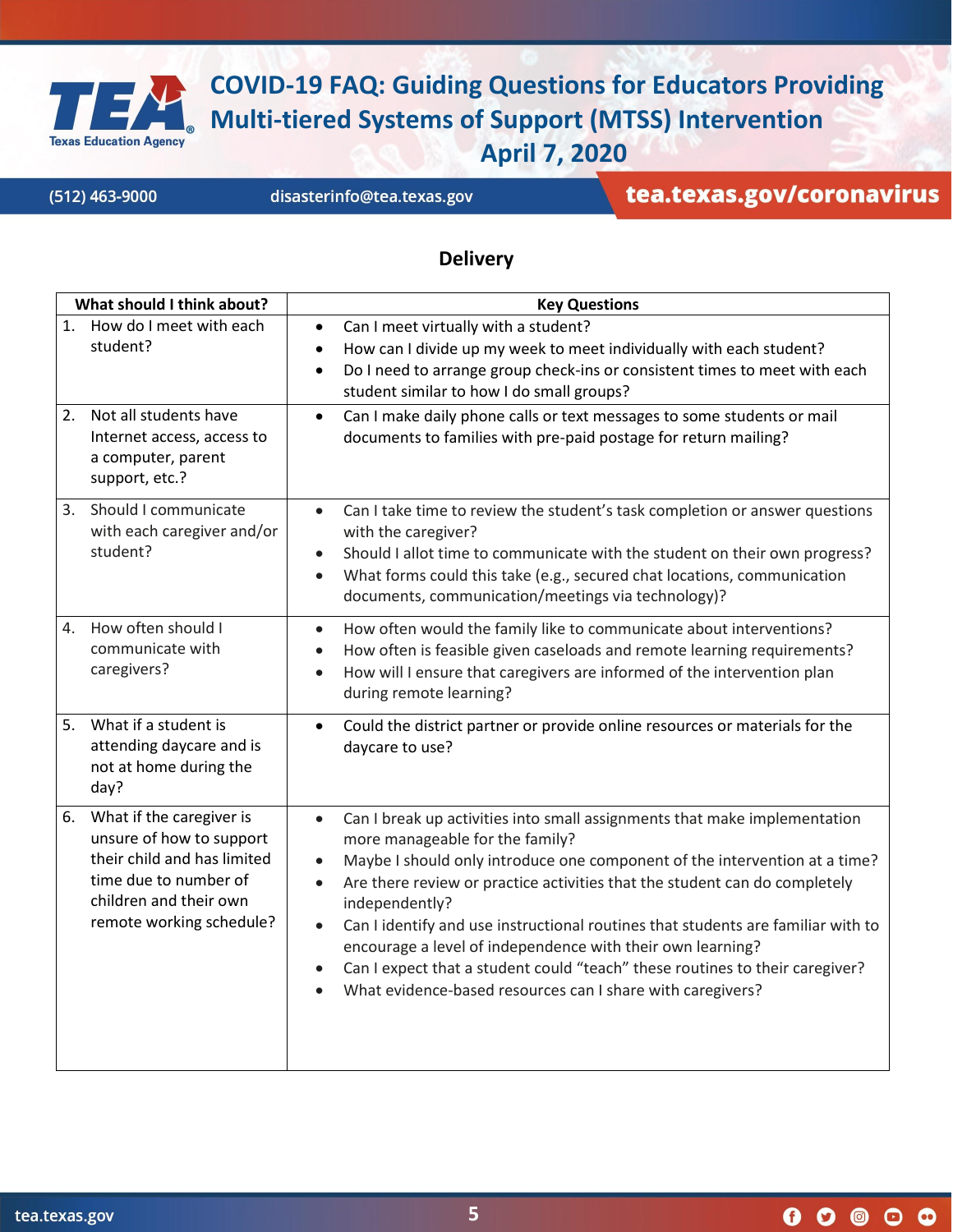# COVID-19 FAQ: Guiding Questions for Educators Providing Multi-tiered Systems of Support (MTSS) Intervention

## April 7, 2020

(512) 463-9000 | disasterinfo@tea.texas.gov | tea.texas.gov/coronavirus

## Delivery

| What should I think about? | Key Questions |
|---|---|
| 1. How do I meet with each student? | • Can I meet virtually with a student?<br>• How can I divide up my week to meet individually with each student?<br>• Do I need to arrange group check-ins or consistent times to meet with each student similar to how I do small groups? |
| 2. Not all students have Internet access, access to a computer, parent support, etc.? | • Can I make daily phone calls or text messages to some students or mail documents to families with pre-paid postage for return mailing? |
| 3. Should I communicate with each caregiver and/or student? | • Can I take time to review the student's task completion or answer questions with the caregiver?<br>• Should I allot time to communicate with the student on their own progress?<br>• What forms could this take (e.g., secured chat locations, communication documents, communication/meetings via technology)? |
| 4. How often should I communicate with caregivers? | • How often would the family like to communicate about interventions?<br>• How often is feasible given caseloads and remote learning requirements?<br>• How will I ensure that caregivers are informed of the intervention plan during remote learning? |
| 5. What if a student is attending daycare and is not at home during the day? | • Could the district partner or provide online resources or materials for the daycare to use? |
| 6. What if the caregiver is unsure of how to support their child and has limited time due to number of children and their own remote working schedule? | • Can I break up activities into small assignments that make implementation more manageable for the family?<br>• Maybe I should only introduce one component of the intervention at a time?<br>• Are there review or practice activities that the student can do completely independently?<br>• Can I identify and use instructional routines that students are familiar with to encourage a level of independence with their own learning?<br>• Can I expect that a student could "teach" these routines to their caregiver?<br>• What evidence-based resources can I share with caregivers? |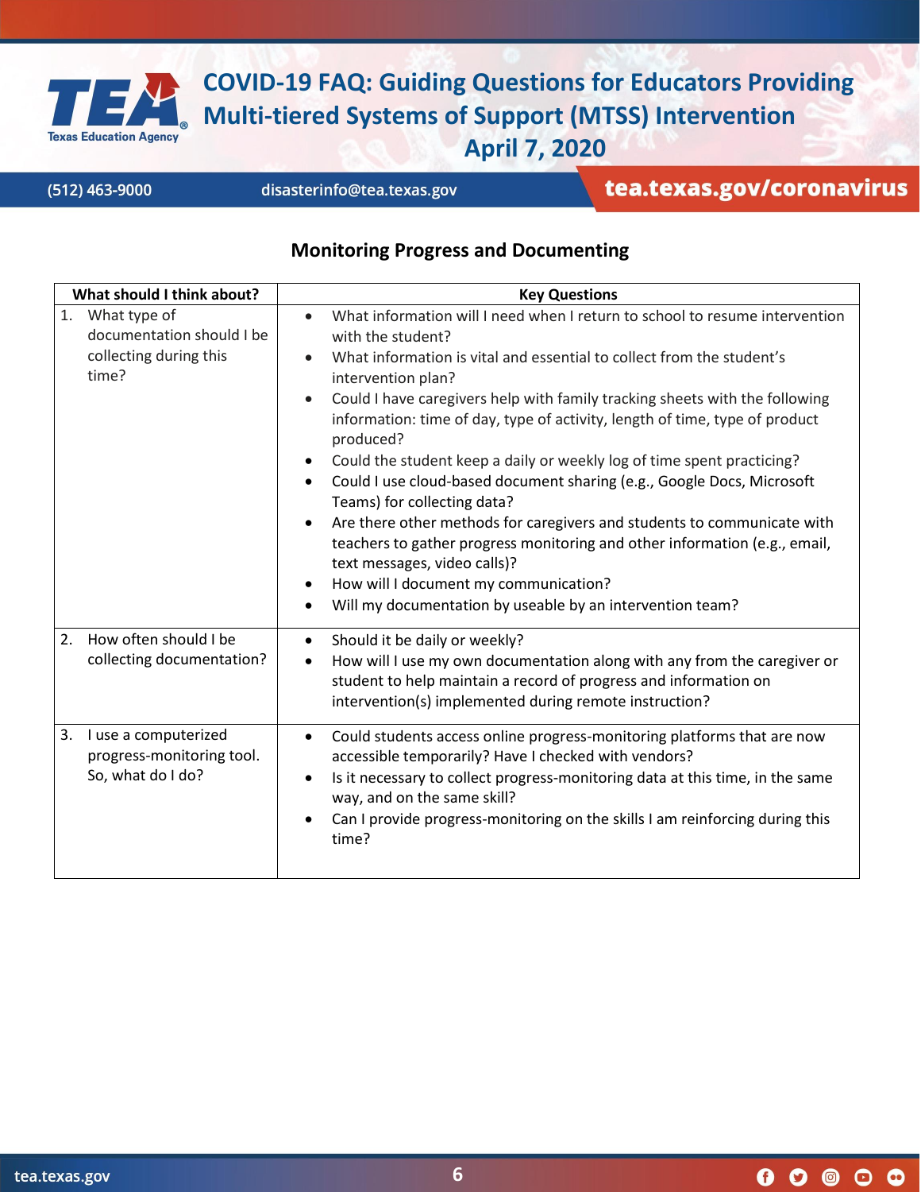## Monitoring Progress and Documenting

| What should I think about? | Key Questions |
|---|---|
| 1. What type of documentation should I be collecting during this time? | • What information will I need when I return to school to resume intervention with the student?<br>• What information is vital and essential to collect from the student's intervention plan?<br>• Could I have caregivers help with family tracking sheets with the following information: time of day, type of activity, length of time, type of product produced?<br>• Could the student keep a daily or weekly log of time spent practicing?<br>• Could I use cloud-based document sharing (e.g., Google Docs, Microsoft Teams) for collecting data?<br>• Are there other methods for caregivers and students to communicate with teachers to gather progress monitoring and other information (e.g., email, text messages, video calls)?<br>• How will I document my communication?<br>• Will my documentation by useable by an intervention team? |
| 2. How often should I be collecting documentation? | • Should it be daily or weekly?<br>• How will I use my own documentation along with any from the caregiver or student to help maintain a record of progress and information on intervention(s) implemented during remote instruction? |
| 3. I use a computerized progress-monitoring tool. So, what do I do? | • Could students access online progress-monitoring platforms that are now accessible temporarily? Have I checked with vendors?<br>• Is it necessary to collect progress-monitoring data at this time, in the same way, and on the same skill?<br>• Can I provide progress-monitoring on the skills I am reinforcing during this time? |